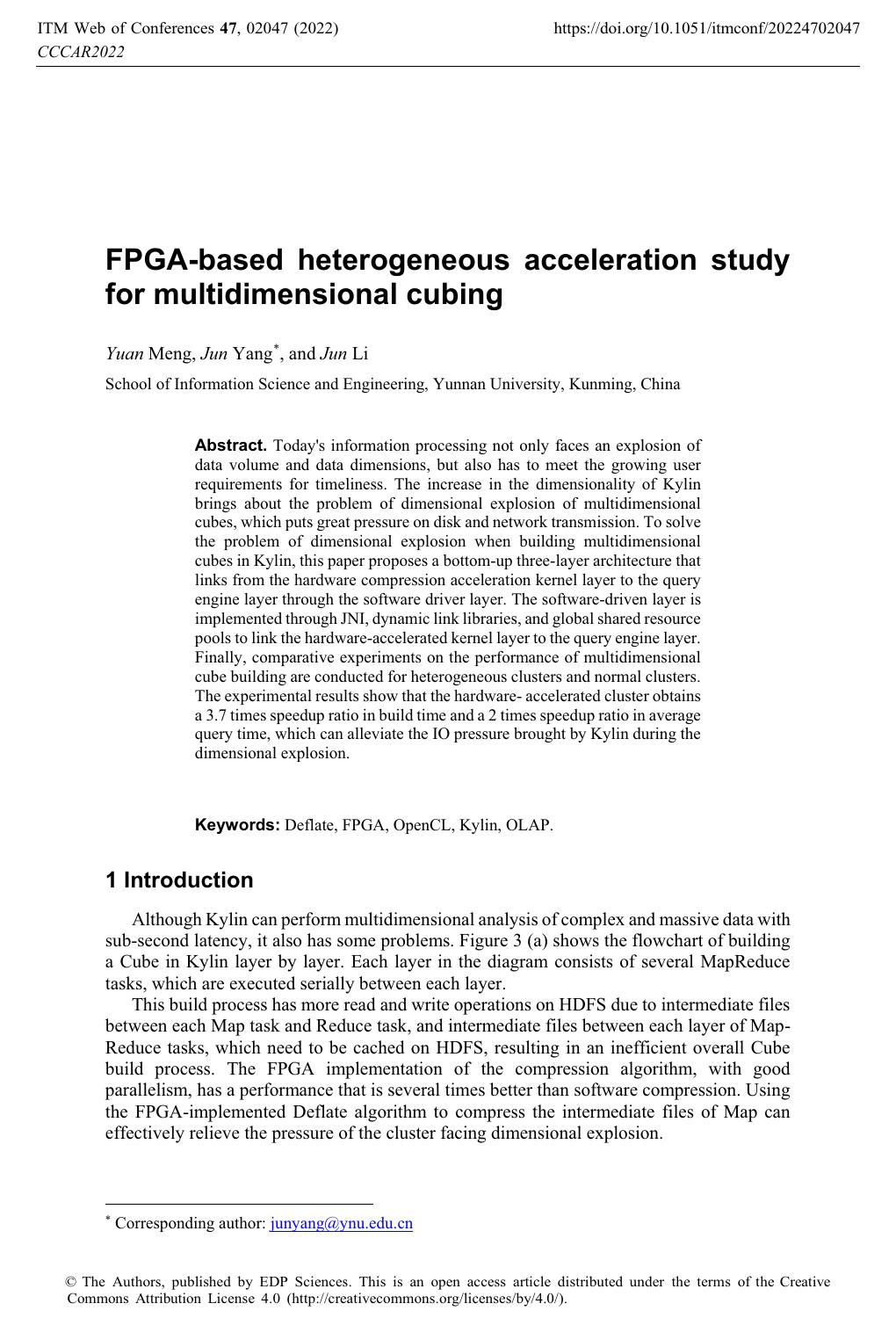# FPGA-based heterogeneous acceleration study for multidimensional cubing

*Yuan* Meng, *Jun* Yang*, and *Jun* Li

School of Information Science and Engineering, Yunnan University, Kunming, China

**Abstract.** Today's information processing not only faces an explosion of data volume and data dimensions, but also has to meet the growing user requirements for timeliness. The increase in the dimensionality of Kylin brings about the problem of dimensional explosion of multidimensional cubes, which puts great pressure on disk and network transmission. To solve the problem of dimensional explosion when building multidimensional cubes in Kylin, this paper proposes a bottom-up three-layer architecture that links from the hardware compression acceleration kernel layer to the query engine layer through the software driver layer. The software-driven layer is implemented through JNI, dynamic link libraries, and global shared resource pools to link the hardware-accelerated kernel layer to the query engine layer. Finally, comparative experiments on the performance of multidimensional cube building are conducted for heterogeneous clusters and normal clusters. The experimental results show that the hardware- accelerated cluster obtains a 3.7 times speedup ratio in build time and a 2 times speedup ratio in average query time, which can alleviate the IO pressure brought by Kylin during the dimensional explosion.

**Keywords:** Deflate, FPGA, OpenCL, Kylin, OLAP.

## 1 Introduction

Although Kylin can perform multidimensional analysis of complex and massive data with sub-second latency, it also has some problems. Figure 3 (a) shows the flowchart of building a Cube in Kylin layer by layer. Each layer in the diagram consists of several MapReduce tasks, which are executed serially between each layer.

This build process has more read and write operations on HDFS due to intermediate files between each Map task and Reduce task, and intermediate files between each layer of Map-Reduce tasks, which need to be cached on HDFS, resulting in an inefficient overall Cube build process. The FPGA implementation of the compression algorithm, with good parallelism, has a performance that is several times better than software compression. Using the FPGA-implemented Deflate algorithm to compress the intermediate files of Map can effectively relieve the pressure of the cluster facing dimensional explosion.

* Corresponding author: junyang@ynu.edu.cn

© The Authors, published by EDP Sciences. This is an open access article distributed under the terms of the Creative Commons Attribution License 4.0 (http://creativecommons.org/licenses/by/4.0/).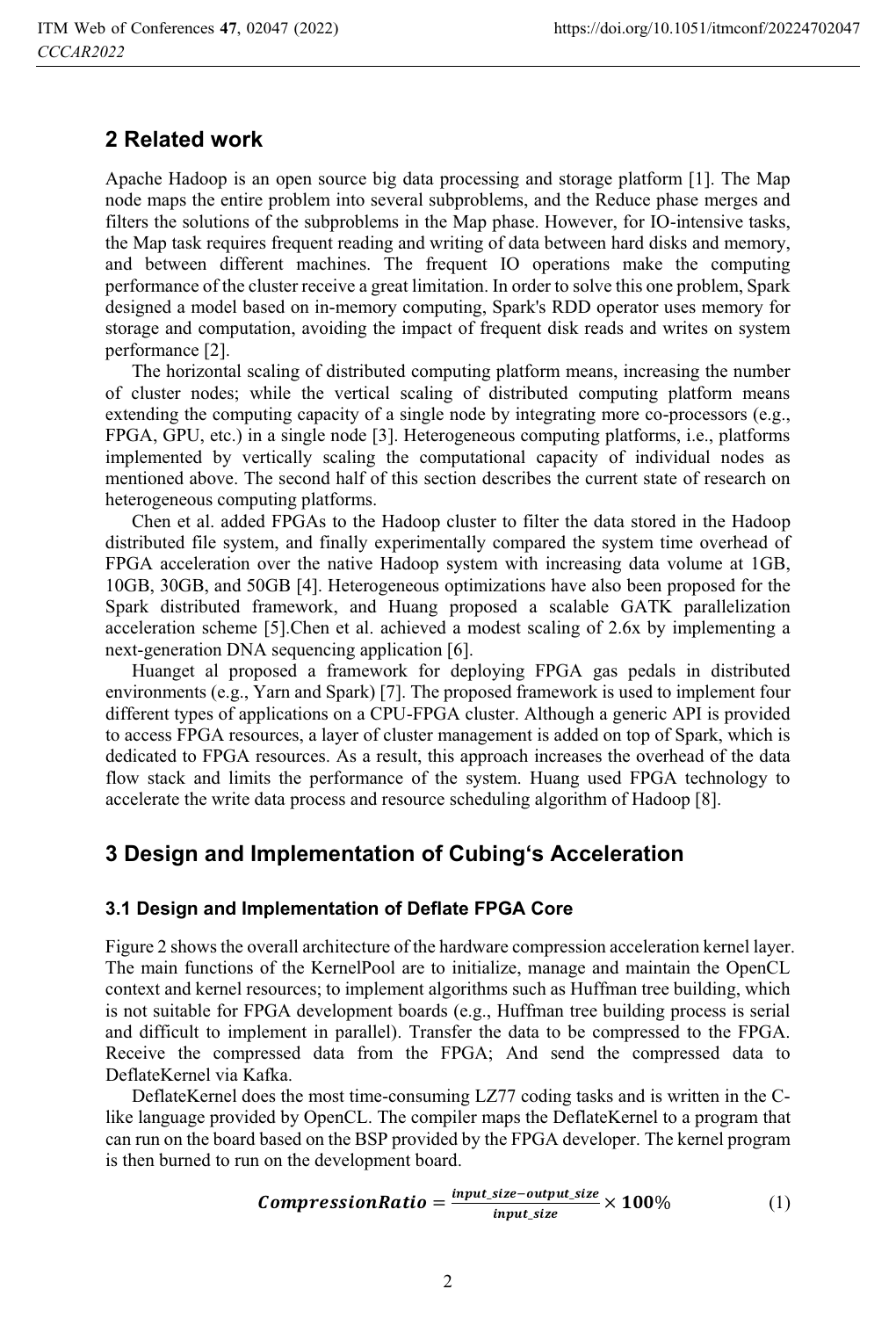## 2 Related work

Apache Hadoop is an open source big data processing and storage platform [1]. The Map node maps the entire problem into several subproblems, and the Reduce phase merges and filters the solutions of the subproblems in the Map phase. However, for IO-intensive tasks, the Map task requires frequent reading and writing of data between hard disks and memory, and between different machines. The frequent IO operations make the computing performance of the cluster receive a great limitation. In order to solve this one problem, Spark designed a model based on in-memory computing, Spark's RDD operator uses memory for storage and computation, avoiding the impact of frequent disk reads and writes on system performance [2].

The horizontal scaling of distributed computing platform means, increasing the number of cluster nodes; while the vertical scaling of distributed computing platform means extending the computing capacity of a single node by integrating more co-processors (e.g., FPGA, GPU, etc.) in a single node [3]. Heterogeneous computing platforms, i.e., platforms implemented by vertically scaling the computational capacity of individual nodes as mentioned above. The second half of this section describes the current state of research on heterogeneous computing platforms.

Chen et al. added FPGAs to the Hadoop cluster to filter the data stored in the Hadoop distributed file system, and finally experimentally compared the system time overhead of FPGA acceleration over the native Hadoop system with increasing data volume at 1GB, 10GB, 30GB, and 50GB [4]. Heterogeneous optimizations have also been proposed for the Spark distributed framework, and Huang proposed a scalable GATK parallelization acceleration scheme [5].Chen et al. achieved a modest scaling of 2.6x by implementing a next-generation DNA sequencing application [6].

Huanget al proposed a framework for deploying FPGA gas pedals in distributed environments (e.g., Yarn and Spark) [7]. The proposed framework is used to implement four different types of applications on a CPU-FPGA cluster. Although a generic API is provided to access FPGA resources, a layer of cluster management is added on top of Spark, which is dedicated to FPGA resources. As a result, this approach increases the overhead of the data flow stack and limits the performance of the system. Huang used FPGA technology to accelerate the write data process and resource scheduling algorithm of Hadoop [8].

## 3 Design and Implementation of Cubing's Acceleration

### 3.1 Design and Implementation of Deflate FPGA Core

Figure 2 shows the overall architecture of the hardware compression acceleration kernel layer. The main functions of the KernelPool are to initialize, manage and maintain the OpenCL context and kernel resources; to implement algorithms such as Huffman tree building, which is not suitable for FPGA development boards (e.g., Huffman tree building process is serial and difficult to implement in parallel). Transfer the data to be compressed to the FPGA. Receive the compressed data from the FPGA; And send the compressed data to DeflateKernel via Kafka.

DeflateKernel does the most time-consuming LZ77 coding tasks and is written in the C-like language provided by OpenCL. The compiler maps the DeflateKernel to a program that can run on the board based on the BSP provided by the FPGA developer. The kernel program is then burned to run on the development board.

$$\boldsymbol{CompressionRatio} = \frac{\boldsymbol{input\_size} - \boldsymbol{output\_size}}{\boldsymbol{input\_size}} \times \mathbf{100}\% \tag{1}$$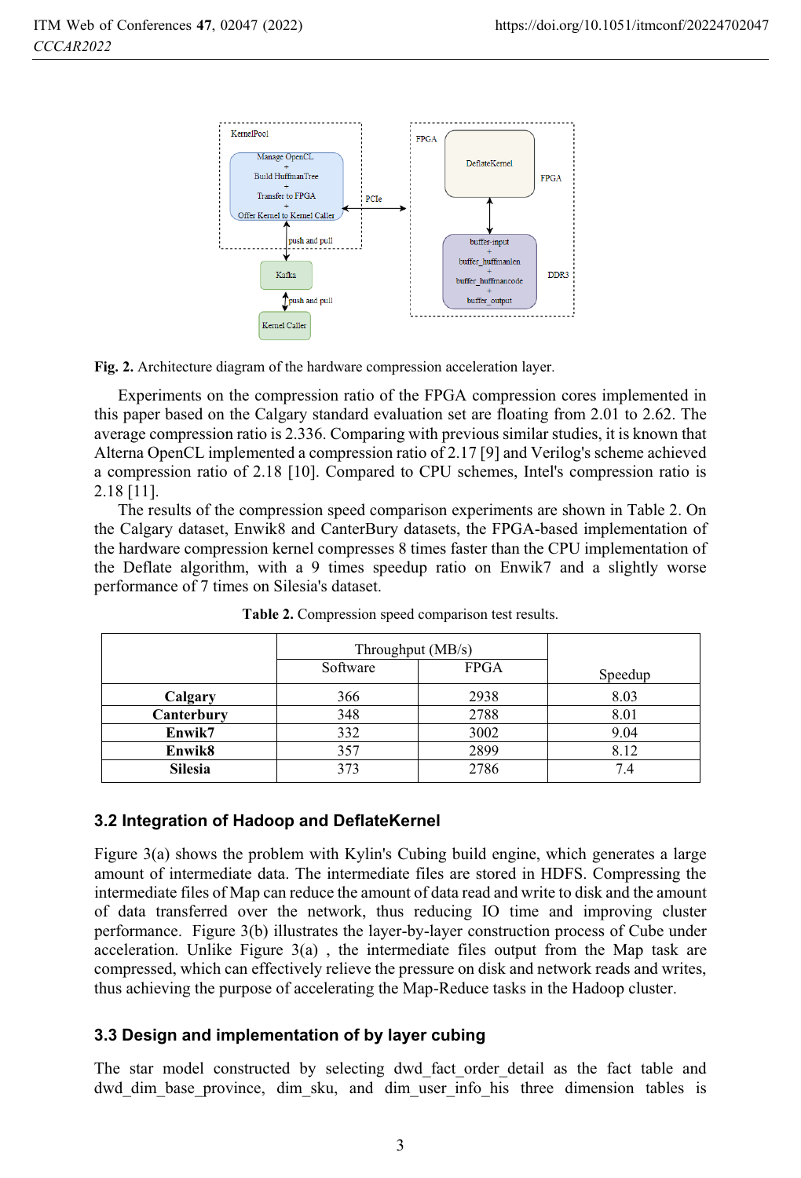Fig. 2. Architecture diagram of the hardware compression acceleration layer.

Experiments on the compression ratio of the FPGA compression cores implemented in this paper based on the Calgary standard evaluation set are floating from 2.01 to 2.62. The average compression ratio is 2.336. Comparing with previous similar studies, it is known that Alterna OpenCL implemented a compression ratio of 2.17 [9] and Verilog's scheme achieved a compression ratio of 2.18 [10]. Compared to CPU schemes, Intel's compression ratio is 2.18 [11].

The results of the compression speed comparison experiments are shown in Table 2. On the Calgary dataset, Enwik8 and CanterBury datasets, the FPGA-based implementation of the hardware compression kernel compresses 8 times faster than the CPU implementation of the Deflate algorithm, with a 9 times speedup ratio on Enwik7 and a slightly worse performance of 7 times on Silesia's dataset.

**Table 2.** Compression speed comparison test results.

| | Throughput (MB/s) | | Speedup |
|---|---|---|---|
| | Software | FPGA | |
| **Calgary** | 366 | 2938 | 8.03 |
| **Canterbury** | 348 | 2788 | 8.01 |
| **Enwik7** | 332 | 3002 | 9.04 |
| **Enwik8** | 357 | 2899 | 8.12 |
| **Silesia** | 373 | 2786 | 7.4 |

### 3.2 Integration of Hadoop and DeflateKernel

Figure 3(a) shows the problem with Kylin's Cubing build engine, which generates a large amount of intermediate data. The intermediate files are stored in HDFS. Compressing the intermediate files of Map can reduce the amount of data read and write to disk and the amount of data transferred over the network, thus reducing IO time and improving cluster performance. Figure 3(b) illustrates the layer-by-layer construction process of Cube under acceleration. Unlike Figure 3(a) , the intermediate files output from the Map task are compressed, which can effectively relieve the pressure on disk and network reads and writes, thus achieving the purpose of accelerating the Map-Reduce tasks in the Hadoop cluster.

### 3.3 Design and implementation of by layer cubing

The star model constructed by selecting dwd_fact_order_detail as the fact table and dwd_dim_base_province, dim_sku, and dim_user_info_his three dimension tables is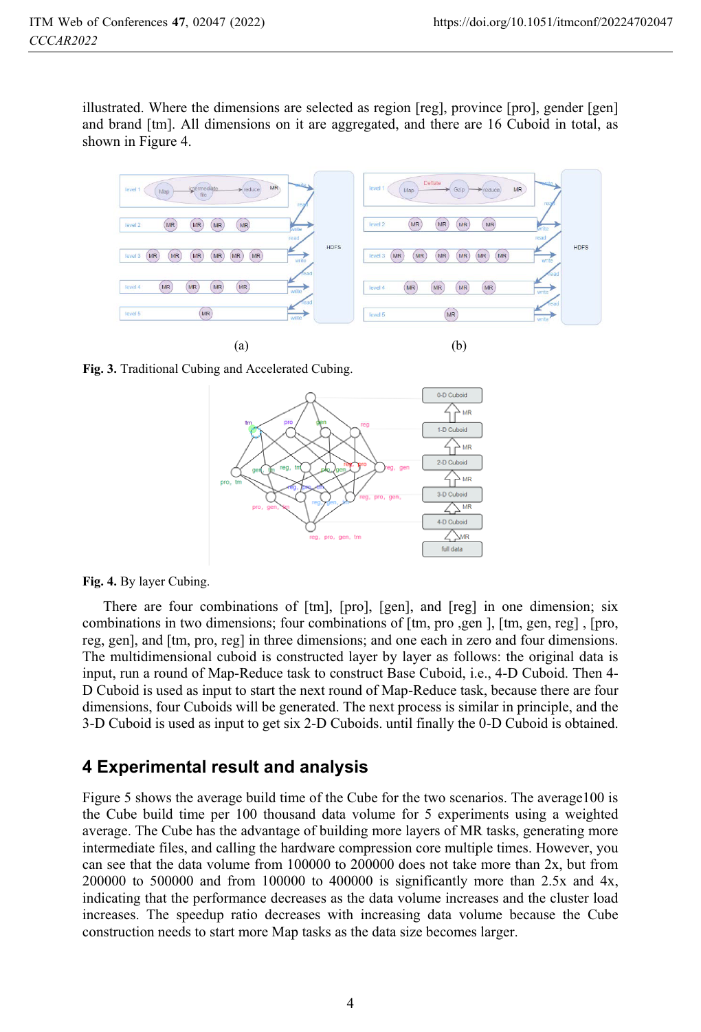illustrated. Where the dimensions are selected as region [reg], province [pro], gender [gen] and brand [tm]. All dimensions on it are aggregated, and there are 16 Cuboid in total, as shown in Figure 4.

(a) (b)

**Fig. 3.** Traditional Cubing and Accelerated Cubing.

**Fig. 4.** By layer Cubing.

There are four combinations of [tm], [pro], [gen], and [reg] in one dimension; six combinations in two dimensions; four combinations of [tm, pro ,gen ], [tm, gen, reg] , [pro, reg, gen], and [tm, pro, reg] in three dimensions; and one each in zero and four dimensions. The multidimensional cuboid is constructed layer by layer as follows: the original data is input, run a round of Map-Reduce task to construct Base Cuboid, i.e., 4-D Cuboid. Then 4-D Cuboid is used as input to start the next round of Map-Reduce task, because there are four dimensions, four Cuboids will be generated. The next process is similar in principle, and the 3-D Cuboid is used as input to get six 2-D Cuboids. until finally the 0-D Cuboid is obtained.

## 4 Experimental result and analysis

Figure 5 shows the average build time of the Cube for the two scenarios. The average100 is the Cube build time per 100 thousand data volume for 5 experiments using a weighted average. The Cube has the advantage of building more layers of MR tasks, generating more intermediate files, and calling the hardware compression core multiple times. However, you can see that the data volume from 100000 to 200000 does not take more than 2x, but from 200000 to 500000 and from 100000 to 400000 is significantly more than 2.5x and 4x, indicating that the performance decreases as the data volume increases and the cluster load increases. The speedup ratio decreases with increasing data volume because the Cube construction needs to start more Map tasks as the data size becomes larger.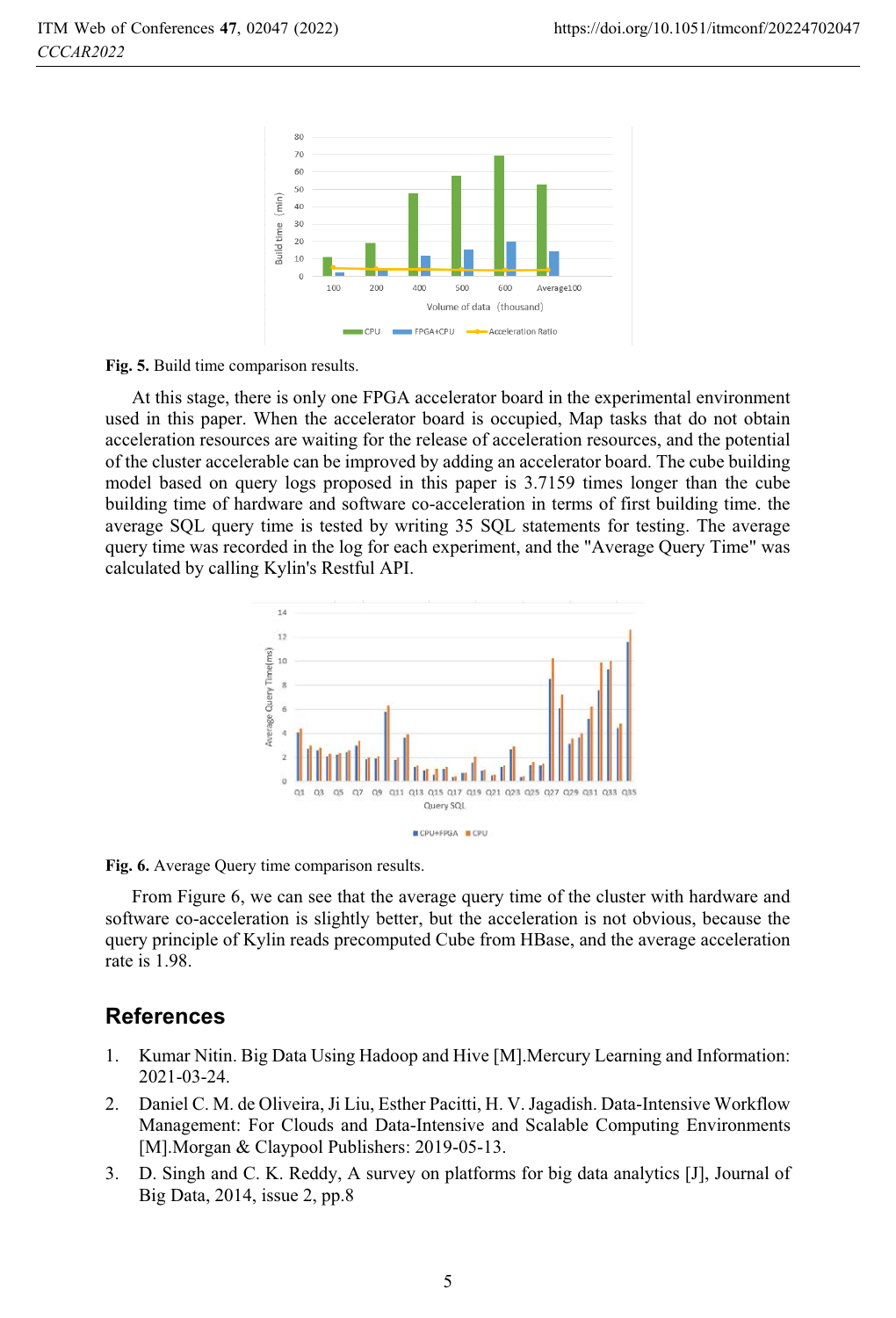Fig. 5. Build time comparison results.

At this stage, there is only one FPGA accelerator board in the experimental environment used in this paper. When the accelerator board is occupied, Map tasks that do not obtain acceleration resources are waiting for the release of acceleration resources, and the potential of the cluster accelerable can be improved by adding an accelerator board. The cube building model based on query logs proposed in this paper is 3.7159 times longer than the cube building time of hardware and software co-acceleration in terms of first building time. the average SQL query time is tested by writing 35 SQL statements for testing. The average query time was recorded in the log for each experiment, and the "Average Query Time" was calculated by calling Kylin's Restful API.

Fig. 6. Average Query time comparison results.

From Figure 6, we can see that the average query time of the cluster with hardware and software co-acceleration is slightly better, but the acceleration is not obvious, because the query principle of Kylin reads precomputed Cube from HBase, and the average acceleration rate is 1.98.

## References

1. Kumar Nitin. Big Data Using Hadoop and Hive [M].Mercury Learning and Information: 2021-03-24.
2. Daniel C. M. de Oliveira, Ji Liu, Esther Pacitti, H. V. Jagadish. Data-Intensive Workflow Management: For Clouds and Data-Intensive and Scalable Computing Environments [M].Morgan & Claypool Publishers: 2019-05-13.
3. D. Singh and C. K. Reddy, A survey on platforms for big data analytics [J], Journal of Big Data, 2014, issue 2, pp.8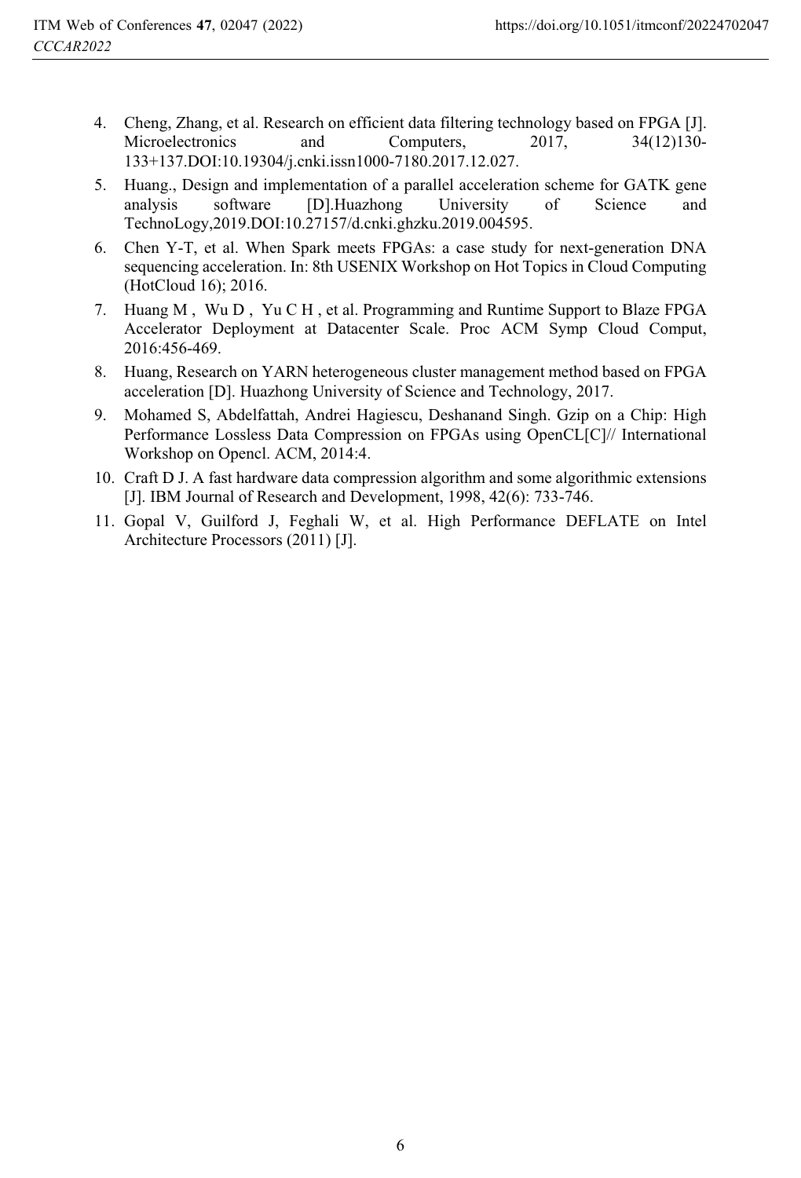4. Cheng, Zhang, et al. Research on efficient data filtering technology based on FPGA [J]. Microelectronics and Computers, 2017, 34(12)130-133+137.DOI:10.19304/j.cnki.issn1000-7180.2017.12.027.
5. Huang., Design and implementation of a parallel acceleration scheme for GATK gene analysis software [D].Huazhong University of Science and TechnoLogy,2019.DOI:10.27157/d.cnki.ghzku.2019.004595.
6. Chen Y-T, et al. When Spark meets FPGAs: a case study for next-generation DNA sequencing acceleration. In: 8th USENIX Workshop on Hot Topics in Cloud Computing (HotCloud 16); 2016.
7. Huang M , Wu D , Yu C H , et al. Programming and Runtime Support to Blaze FPGA Accelerator Deployment at Datacenter Scale. Proc ACM Symp Cloud Comput, 2016:456-469.
8. Huang, Research on YARN heterogeneous cluster management method based on FPGA acceleration [D]. Huazhong University of Science and Technology, 2017.
9. Mohamed S, Abdelfattah, Andrei Hagiescu, Deshanand Singh. Gzip on a Chip: High Performance Lossless Data Compression on FPGAs using OpenCL[C]// International Workshop on Opencl. ACM, 2014:4.
10. Craft D J. A fast hardware data compression algorithm and some algorithmic extensions [J]. IBM Journal of Research and Development, 1998, 42(6): 733-746.
11. Gopal V, Guilford J, Feghali W, et al. High Performance DEFLATE on Intel Architecture Processors (2011) [J].